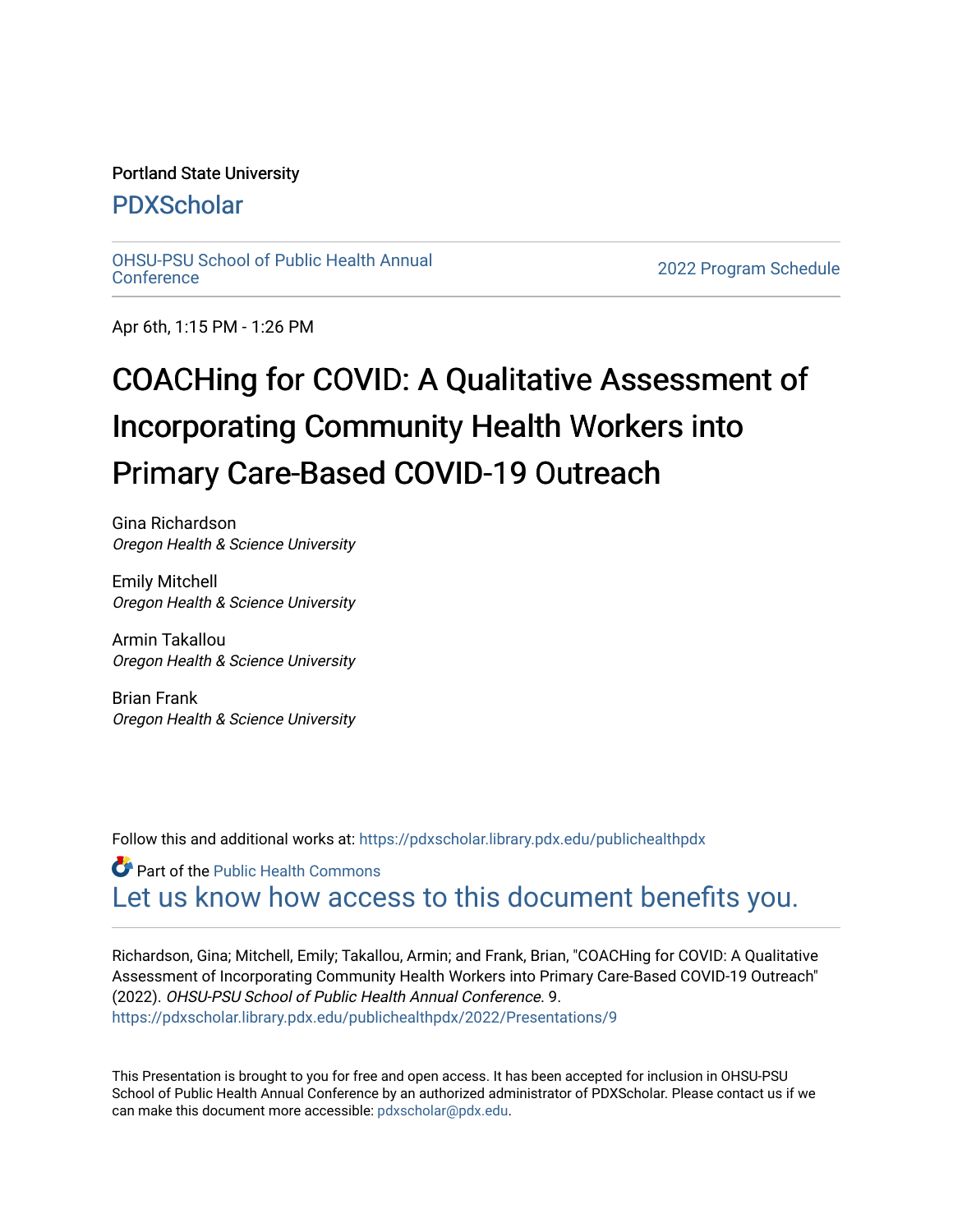Portland State University

PDXScholar

OHSU-PSU School of Public Health Annual Conference

2022 Program Schedule

Apr 6th, 1:15 PM - 1:26 PM

# COACHing for COVID: A Qualitative Assessment of Incorporating Community Health Workers into Primary Care-Based COVID-19 Outreach

Gina Richardson
*Oregon Health & Science University*

Emily Mitchell
*Oregon Health & Science University*

Armin Takallou
*Oregon Health & Science University*

Brian Frank
*Oregon Health & Science University*

Follow this and additional works at: https://pdxscholar.library.pdx.edu/publichealthpdx

Part of the Public Health Commons

Let us know how access to this document benefits you.

Richardson, Gina; Mitchell, Emily; Takallou, Armin; and Frank, Brian, "COACHing for COVID: A Qualitative Assessment of Incorporating Community Health Workers into Primary Care-Based COVID-19 Outreach" (2022). *OHSU-PSU School of Public Health Annual Conference*. 9.
https://pdxscholar.library.pdx.edu/publichealthpdx/2022/Presentations/9

This Presentation is brought to you for free and open access. It has been accepted for inclusion in OHSU-PSU School of Public Health Annual Conference by an authorized administrator of PDXScholar. Please contact us if we can make this document more accessible: pdxscholar@pdx.edu.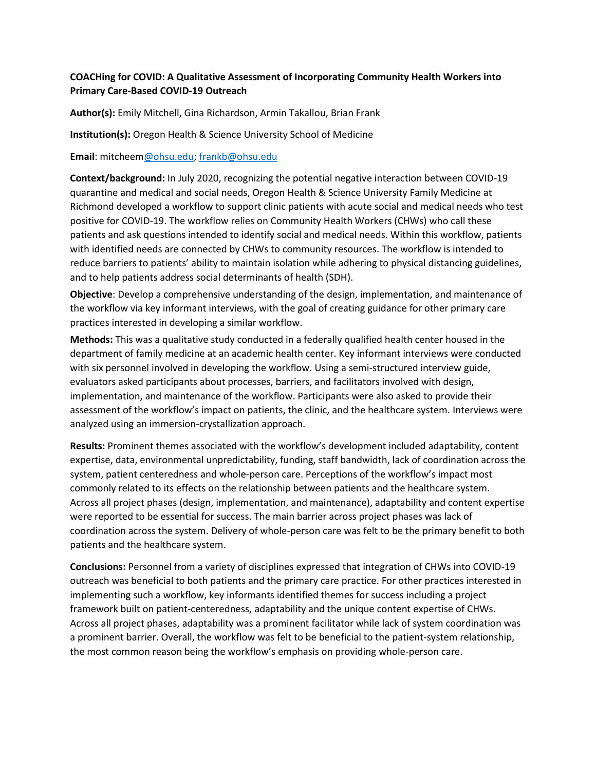**COACHing for COVID: A Qualitative Assessment of Incorporating Community Health Workers into Primary Care-Based COVID-19 Outreach**

**Author(s):** Emily Mitchell, Gina Richardson, Armin Takallou, Brian Frank

**Institution(s):** Oregon Health & Science University School of Medicine

**Email**: mitcheem@ohsu.edu; frankb@ohsu.edu

**Context/background:** In July 2020, recognizing the potential negative interaction between COVID-19 quarantine and medical and social needs, Oregon Health & Science University Family Medicine at Richmond developed a workflow to support clinic patients with acute social and medical needs who test positive for COVID-19. The workflow relies on Community Health Workers (CHWs) who call these patients and ask questions intended to identify social and medical needs. Within this workflow, patients with identified needs are connected by CHWs to community resources. The workflow is intended to reduce barriers to patients' ability to maintain isolation while adhering to physical distancing guidelines, and to help patients address social determinants of health (SDH).

**Objective**: Develop a comprehensive understanding of the design, implementation, and maintenance of the workflow via key informant interviews, with the goal of creating guidance for other primary care practices interested in developing a similar workflow.

**Methods:** This was a qualitative study conducted in a federally qualified health center housed in the department of family medicine at an academic health center. Key informant interviews were conducted with six personnel involved in developing the workflow. Using a semi-structured interview guide, evaluators asked participants about processes, barriers, and facilitators involved with design, implementation, and maintenance of the workflow. Participants were also asked to provide their assessment of the workflow's impact on patients, the clinic, and the healthcare system. Interviews were analyzed using an immersion-crystallization approach.

**Results:** Prominent themes associated with the workflow's development included adaptability, content expertise, data, environmental unpredictability, funding, staff bandwidth, lack of coordination across the system, patient centeredness and whole-person care. Perceptions of the workflow's impact most commonly related to its effects on the relationship between patients and the healthcare system. Across all project phases (design, implementation, and maintenance), adaptability and content expertise were reported to be essential for success. The main barrier across project phases was lack of coordination across the system. Delivery of whole-person care was felt to be the primary benefit to both patients and the healthcare system.

**Conclusions:** Personnel from a variety of disciplines expressed that integration of CHWs into COVID-19 outreach was beneficial to both patients and the primary care practice. For other practices interested in implementing such a workflow, key informants identified themes for success including a project framework built on patient-centeredness, adaptability and the unique content expertise of CHWs. Across all project phases, adaptability was a prominent facilitator while lack of system coordination was a prominent barrier. Overall, the workflow was felt to be beneficial to the patient-system relationship, the most common reason being the workflow's emphasis on providing whole-person care.